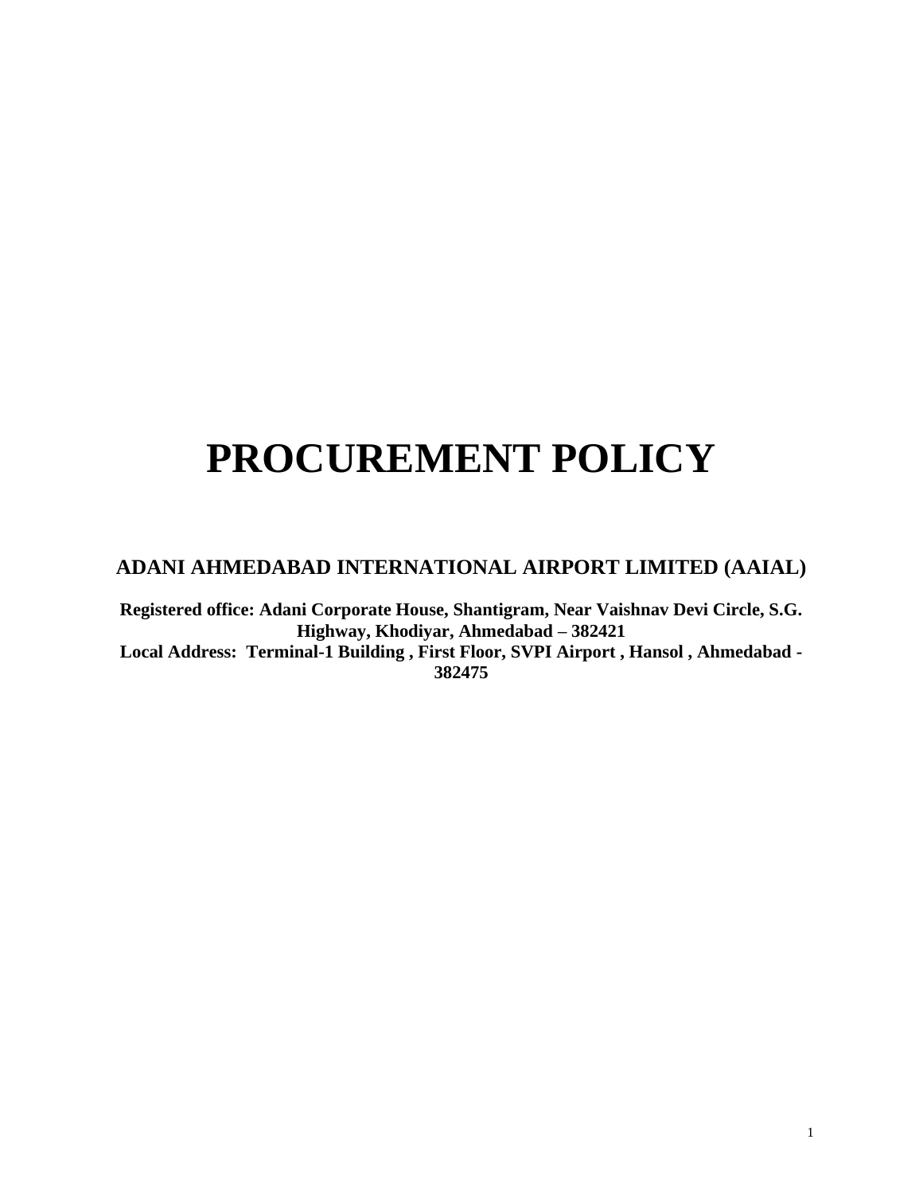# PROCUREMENT POLICY

## ADANI AHMEDABAD INTERNATIONAL AIRPORT LIMITED (AAIAL)

**Registered office: Adani Corporate House, Shantigram, Near Vaishnav Devi Circle, S.G. Highway, Khodiyar, Ahmedabad – 382421**
**Local Address: Terminal-1 Building , First Floor, SVPI Airport , Hansol , Ahmedabad - 382475**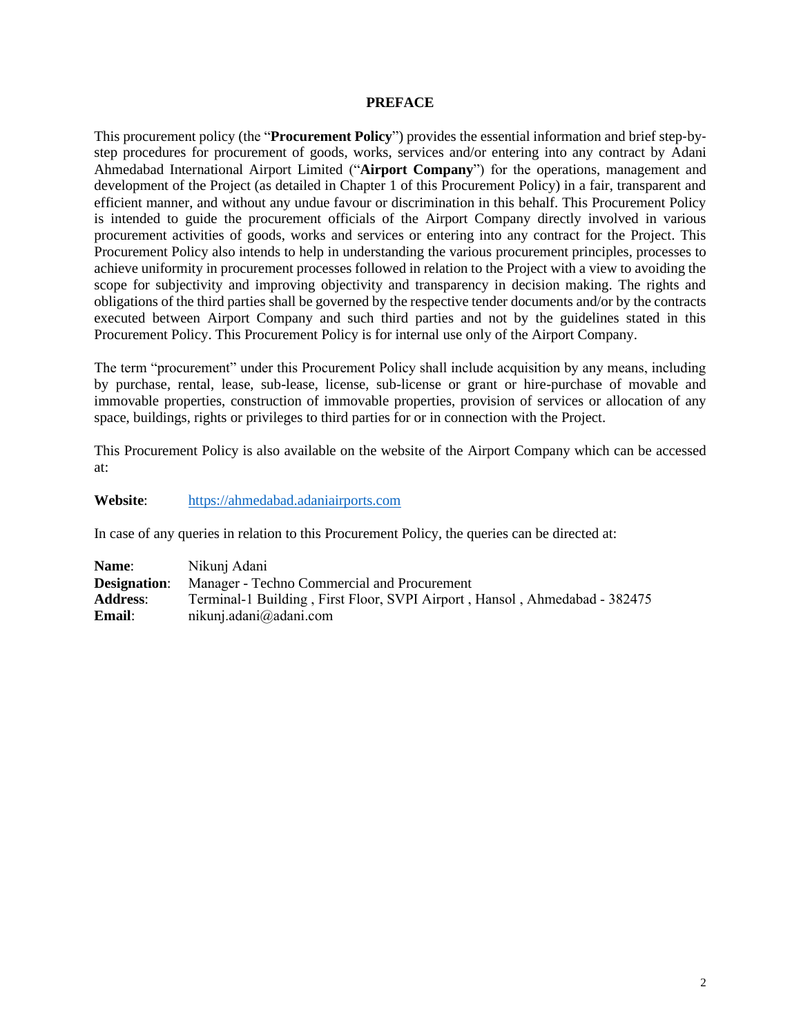# PREFACE

This procurement policy (the "**Procurement Policy**") provides the essential information and brief step-by-step procedures for procurement of goods, works, services and/or entering into any contract by Adani Ahmedabad International Airport Limited ("**Airport Company**") for the operations, management and development of the Project (as detailed in Chapter 1 of this Procurement Policy) in a fair, transparent and efficient manner, and without any undue favour or discrimination in this behalf. This Procurement Policy is intended to guide the procurement officials of the Airport Company directly involved in various procurement activities of goods, works and services or entering into any contract for the Project. This Procurement Policy also intends to help in understanding the various procurement principles, processes to achieve uniformity in procurement processes followed in relation to the Project with a view to avoiding the scope for subjectivity and improving objectivity and transparency in decision making. The rights and obligations of the third parties shall be governed by the respective tender documents and/or by the contracts executed between Airport Company and such third parties and not by the guidelines stated in this Procurement Policy. This Procurement Policy is for internal use only of the Airport Company.

The term "procurement" under this Procurement Policy shall include acquisition by any means, including by purchase, rental, lease, sub-lease, license, sub-license or grant or hire-purchase of movable and immovable properties, construction of immovable properties, provision of services or allocation of any space, buildings, rights or privileges to third parties for or in connection with the Project.

This Procurement Policy is also available on the website of the Airport Company which can be accessed at:

**Website**: https://ahmedabad.adaniairports.com

In case of any queries in relation to this Procurement Policy, the queries can be directed at:

**Name**: Nikunj Adani
**Designation**: Manager - Techno Commercial and Procurement
**Address**: Terminal-1 Building , First Floor, SVPI Airport , Hansol , Ahmedabad - 382475
**Email**: nikunj.adani@adani.com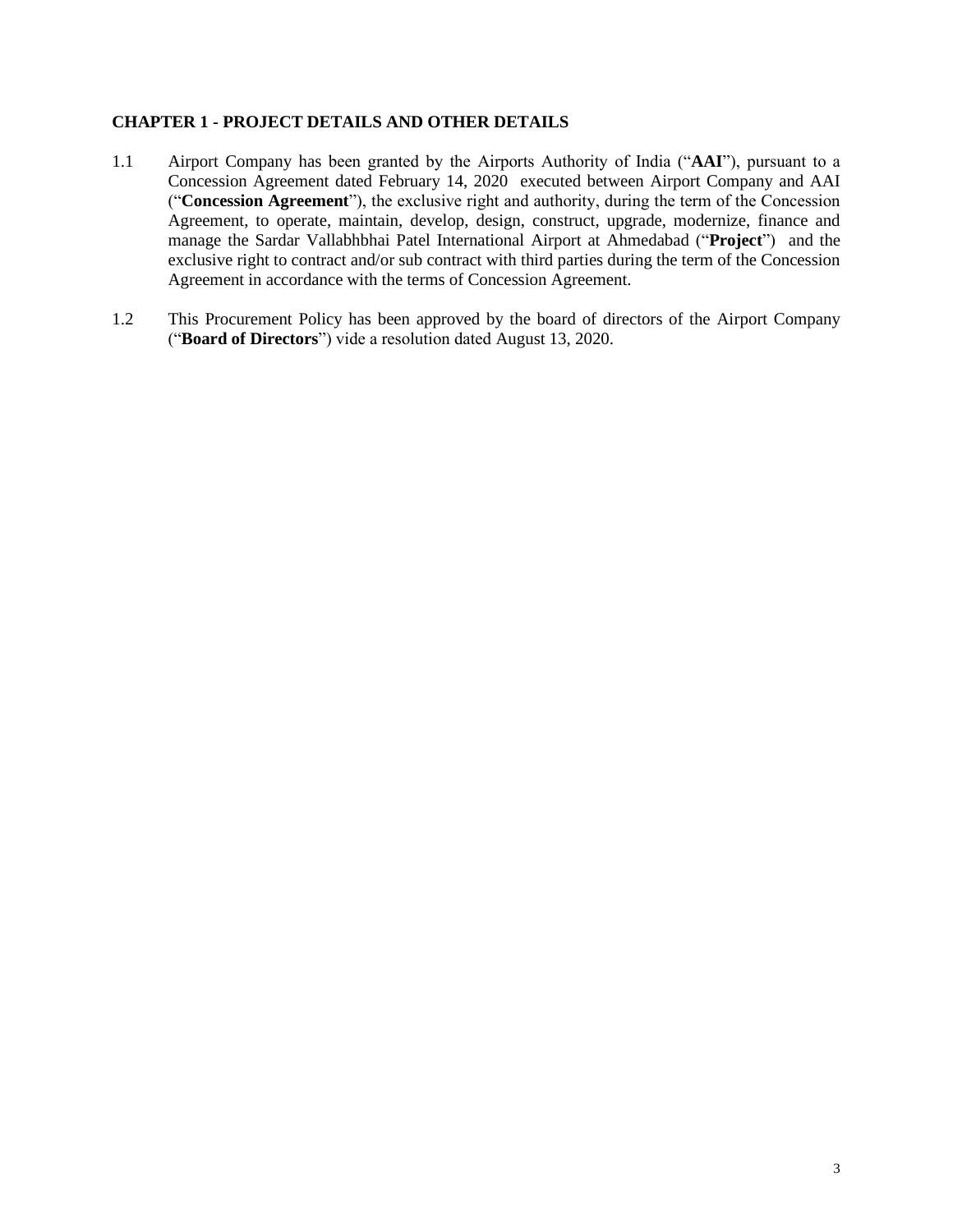## CHAPTER 1 - PROJECT DETAILS AND OTHER DETAILS

1.1 Airport Company has been granted by the Airports Authority of India ("**AAI**"), pursuant to a Concession Agreement dated February 14, 2020 executed between Airport Company and AAI ("**Concession Agreement**"), the exclusive right and authority, during the term of the Concession Agreement, to operate, maintain, develop, design, construct, upgrade, modernize, finance and manage the Sardar Vallabhbhai Patel International Airport at Ahmedabad ("**Project**") and the exclusive right to contract and/or sub contract with third parties during the term of the Concession Agreement in accordance with the terms of Concession Agreement.

1.2 This Procurement Policy has been approved by the board of directors of the Airport Company ("**Board of Directors**") vide a resolution dated August 13, 2020.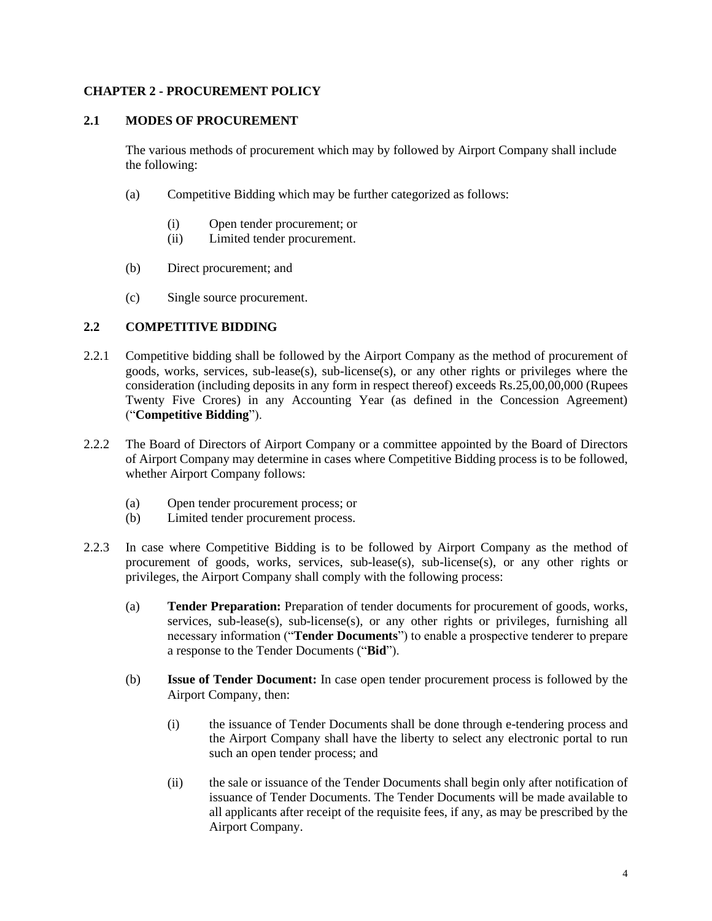## CHAPTER 2 - PROCUREMENT POLICY

### 2.1 MODES OF PROCUREMENT

The various methods of procurement which may by followed by Airport Company shall include the following:

(a) Competitive Bidding which may be further categorized as follows:

(i) Open tender procurement; or
(ii) Limited tender procurement.

(b) Direct procurement; and

(c) Single source procurement.

### 2.2 COMPETITIVE BIDDING

2.2.1 Competitive bidding shall be followed by the Airport Company as the method of procurement of goods, works, services, sub-lease(s), sub-license(s), or any other rights or privileges where the consideration (including deposits in any form in respect thereof) exceeds Rs.25,00,00,000 (Rupees Twenty Five Crores) in any Accounting Year (as defined in the Concession Agreement) ("**Competitive Bidding**").

2.2.2 The Board of Directors of Airport Company or a committee appointed by the Board of Directors of Airport Company may determine in cases where Competitive Bidding process is to be followed, whether Airport Company follows:

(a) Open tender procurement process; or
(b) Limited tender procurement process.

2.2.3 In case where Competitive Bidding is to be followed by Airport Company as the method of procurement of goods, works, services, sub-lease(s), sub-license(s), or any other rights or privileges, the Airport Company shall comply with the following process:

(a) **Tender Preparation:** Preparation of tender documents for procurement of goods, works, services, sub-lease(s), sub-license(s), or any other rights or privileges, furnishing all necessary information ("**Tender Documents**") to enable a prospective tenderer to prepare a response to the Tender Documents ("**Bid**").

(b) **Issue of Tender Document:** In case open tender procurement process is followed by the Airport Company, then:

(i) the issuance of Tender Documents shall be done through e-tendering process and the Airport Company shall have the liberty to select any electronic portal to run such an open tender process; and

(ii) the sale or issuance of the Tender Documents shall begin only after notification of issuance of Tender Documents. The Tender Documents will be made available to all applicants after receipt of the requisite fees, if any, as may be prescribed by the Airport Company.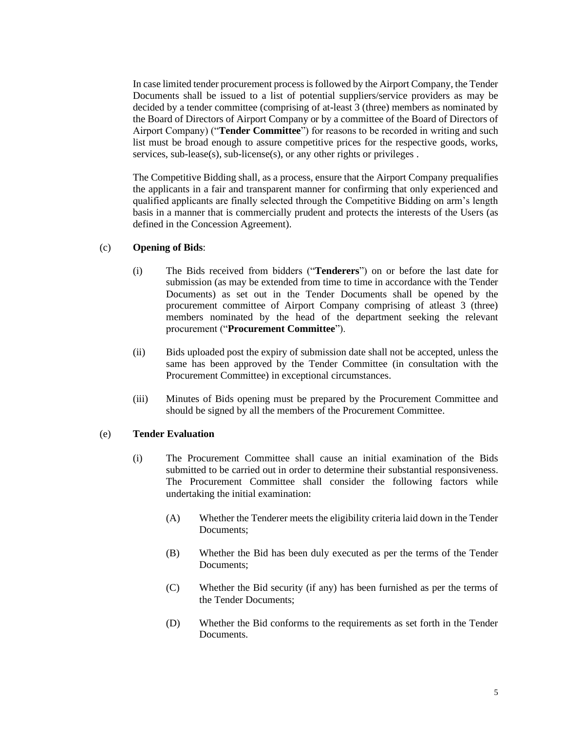In case limited tender procurement process is followed by the Airport Company, the Tender Documents shall be issued to a list of potential suppliers/service providers as may be decided by a tender committee (comprising of at-least 3 (three) members as nominated by the Board of Directors of Airport Company or by a committee of the Board of Directors of Airport Company) ("**Tender Committee**") for reasons to be recorded in writing and such list must be broad enough to assure competitive prices for the respective goods, works, services, sub-lease(s), sub-license(s), or any other rights or privileges .

The Competitive Bidding shall, as a process, ensure that the Airport Company prequalifies the applicants in a fair and transparent manner for confirming that only experienced and qualified applicants are finally selected through the Competitive Bidding on arm's length basis in a manner that is commercially prudent and protects the interests of the Users (as defined in the Concession Agreement).

(c) **Opening of Bids**:

(i) The Bids received from bidders ("**Tenderers**") on or before the last date for submission (as may be extended from time to time in accordance with the Tender Documents) as set out in the Tender Documents shall be opened by the procurement committee of Airport Company comprising of atleast 3 (three) members nominated by the head of the department seeking the relevant procurement ("**Procurement Committee**").

(ii) Bids uploaded post the expiry of submission date shall not be accepted, unless the same has been approved by the Tender Committee (in consultation with the Procurement Committee) in exceptional circumstances.

(iii) Minutes of Bids opening must be prepared by the Procurement Committee and should be signed by all the members of the Procurement Committee.

(e) **Tender Evaluation**

(i) The Procurement Committee shall cause an initial examination of the Bids submitted to be carried out in order to determine their substantial responsiveness. The Procurement Committee shall consider the following factors while undertaking the initial examination:

(A) Whether the Tenderer meets the eligibility criteria laid down in the Tender Documents;

(B) Whether the Bid has been duly executed as per the terms of the Tender Documents;

(C) Whether the Bid security (if any) has been furnished as per the terms of the Tender Documents;

(D) Whether the Bid conforms to the requirements as set forth in the Tender Documents.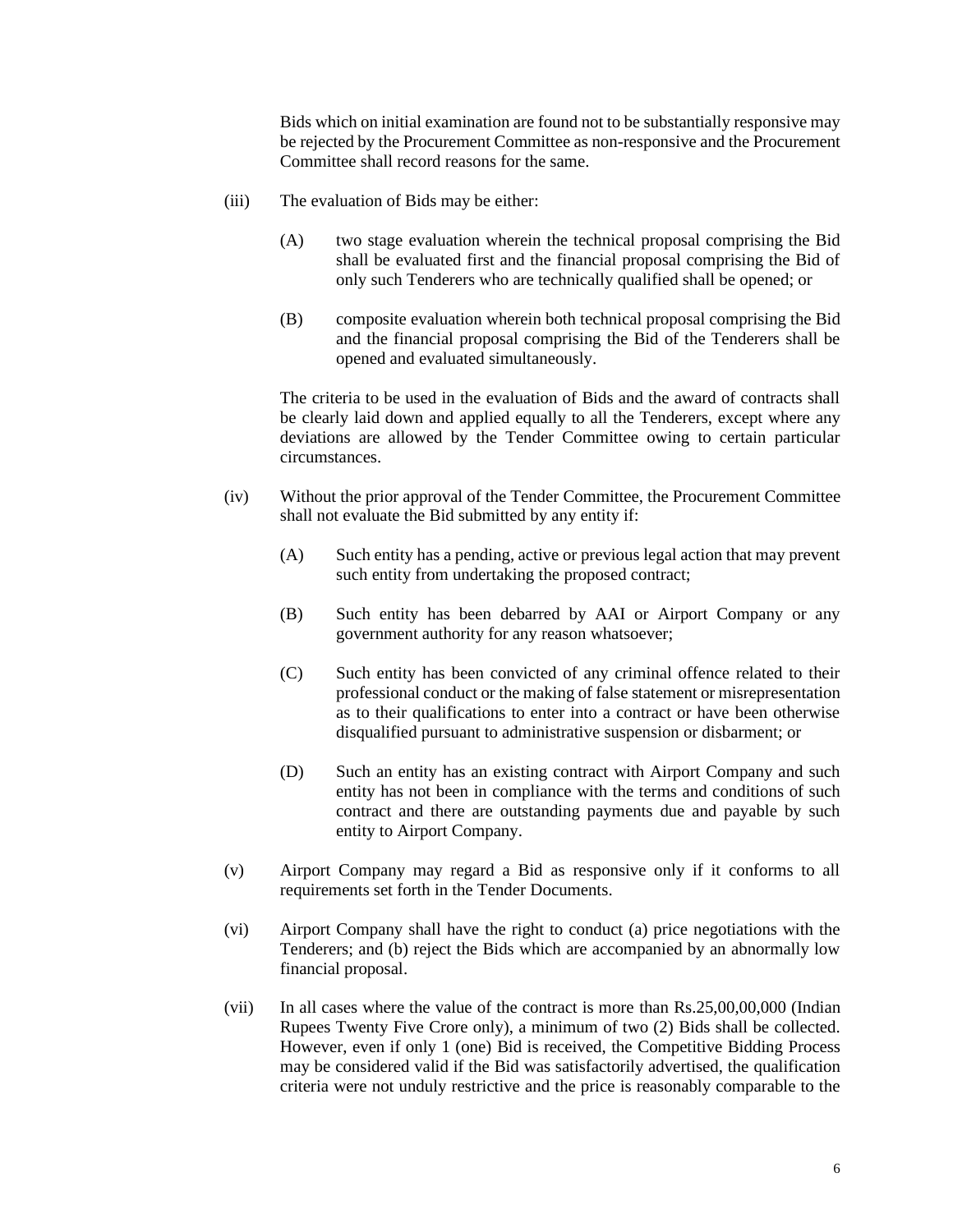Bids which on initial examination are found not to be substantially responsive may be rejected by the Procurement Committee as non-responsive and the Procurement Committee shall record reasons for the same.

(iii) The evaluation of Bids may be either:

(A) two stage evaluation wherein the technical proposal comprising the Bid shall be evaluated first and the financial proposal comprising the Bid of only such Tenderers who are technically qualified shall be opened; or

(B) composite evaluation wherein both technical proposal comprising the Bid and the financial proposal comprising the Bid of the Tenderers shall be opened and evaluated simultaneously.

The criteria to be used in the evaluation of Bids and the award of contracts shall be clearly laid down and applied equally to all the Tenderers, except where any deviations are allowed by the Tender Committee owing to certain particular circumstances.

(iv) Without the prior approval of the Tender Committee, the Procurement Committee shall not evaluate the Bid submitted by any entity if:

(A) Such entity has a pending, active or previous legal action that may prevent such entity from undertaking the proposed contract;

(B) Such entity has been debarred by AAI or Airport Company or any government authority for any reason whatsoever;

(C) Such entity has been convicted of any criminal offence related to their professional conduct or the making of false statement or misrepresentation as to their qualifications to enter into a contract or have been otherwise disqualified pursuant to administrative suspension or disbarment; or

(D) Such an entity has an existing contract with Airport Company and such entity has not been in compliance with the terms and conditions of such contract and there are outstanding payments due and payable by such entity to Airport Company.

(v) Airport Company may regard a Bid as responsive only if it conforms to all requirements set forth in the Tender Documents.

(vi) Airport Company shall have the right to conduct (a) price negotiations with the Tenderers; and (b) reject the Bids which are accompanied by an abnormally low financial proposal.

(vii) In all cases where the value of the contract is more than Rs.25,00,00,000 (Indian Rupees Twenty Five Crore only), a minimum of two (2) Bids shall be collected. However, even if only 1 (one) Bid is received, the Competitive Bidding Process may be considered valid if the Bid was satisfactorily advertised, the qualification criteria were not unduly restrictive and the price is reasonably comparable to the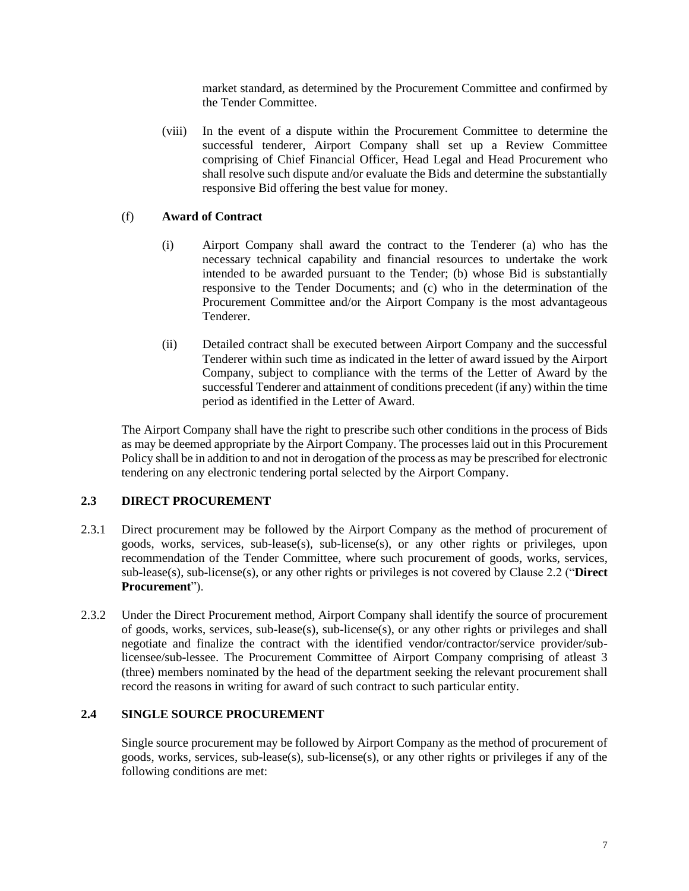market standard, as determined by the Procurement Committee and confirmed by the Tender Committee.

(viii) In the event of a dispute within the Procurement Committee to determine the successful tenderer, Airport Company shall set up a Review Committee comprising of Chief Financial Officer, Head Legal and Head Procurement who shall resolve such dispute and/or evaluate the Bids and determine the substantially responsive Bid offering the best value for money.

(f) **Award of Contract**

(i) Airport Company shall award the contract to the Tenderer (a) who has the necessary technical capability and financial resources to undertake the work intended to be awarded pursuant to the Tender; (b) whose Bid is substantially responsive to the Tender Documents; and (c) who in the determination of the Procurement Committee and/or the Airport Company is the most advantageous Tenderer.

(ii) Detailed contract shall be executed between Airport Company and the successful Tenderer within such time as indicated in the letter of award issued by the Airport Company, subject to compliance with the terms of the Letter of Award by the successful Tenderer and attainment of conditions precedent (if any) within the time period as identified in the Letter of Award.

The Airport Company shall have the right to prescribe such other conditions in the process of Bids as may be deemed appropriate by the Airport Company. The processes laid out in this Procurement Policy shall be in addition to and not in derogation of the process as may be prescribed for electronic tendering on any electronic tendering portal selected by the Airport Company.

### 2.3 DIRECT PROCUREMENT

2.3.1 Direct procurement may be followed by the Airport Company as the method of procurement of goods, works, services, sub-lease(s), sub-license(s), or any other rights or privileges, upon recommendation of the Tender Committee, where such procurement of goods, works, services, sub-lease(s), sub-license(s), or any other rights or privileges is not covered by Clause 2.2 ("**Direct Procurement**").

2.3.2 Under the Direct Procurement method, Airport Company shall identify the source of procurement of goods, works, services, sub-lease(s), sub-license(s), or any other rights or privileges and shall negotiate and finalize the contract with the identified vendor/contractor/service provider/sub-licensee/sub-lessee. The Procurement Committee of Airport Company comprising of atleast 3 (three) members nominated by the head of the department seeking the relevant procurement shall record the reasons in writing for award of such contract to such particular entity.

### 2.4 SINGLE SOURCE PROCUREMENT

Single source procurement may be followed by Airport Company as the method of procurement of goods, works, services, sub-lease(s), sub-license(s), or any other rights or privileges if any of the following conditions are met: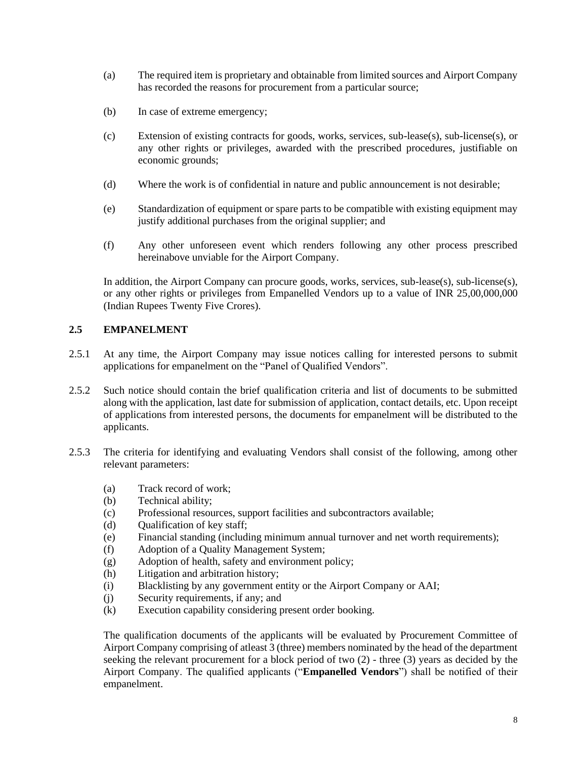(a) The required item is proprietary and obtainable from limited sources and Airport Company has recorded the reasons for procurement from a particular source;

(b) In case of extreme emergency;

(c) Extension of existing contracts for goods, works, services, sub-lease(s), sub-license(s), or any other rights or privileges, awarded with the prescribed procedures, justifiable on economic grounds;

(d) Where the work is of confidential in nature and public announcement is not desirable;

(e) Standardization of equipment or spare parts to be compatible with existing equipment may justify additional purchases from the original supplier; and

(f) Any other unforeseen event which renders following any other process prescribed hereinabove unviable for the Airport Company.

In addition, the Airport Company can procure goods, works, services, sub-lease(s), sub-license(s), or any other rights or privileges from Empanelled Vendors up to a value of INR 25,00,000,000 (Indian Rupees Twenty Five Crores).

### 2.5 EMPANELMENT

2.5.1 At any time, the Airport Company may issue notices calling for interested persons to submit applications for empanelment on the "Panel of Qualified Vendors".

2.5.2 Such notice should contain the brief qualification criteria and list of documents to be submitted along with the application, last date for submission of application, contact details, etc. Upon receipt of applications from interested persons, the documents for empanelment will be distributed to the applicants.

2.5.3 The criteria for identifying and evaluating Vendors shall consist of the following, among other relevant parameters:

(a) Track record of work;
(b) Technical ability;
(c) Professional resources, support facilities and subcontractors available;
(d) Qualification of key staff;
(e) Financial standing (including minimum annual turnover and net worth requirements);
(f) Adoption of a Quality Management System;
(g) Adoption of health, safety and environment policy;
(h) Litigation and arbitration history;
(i) Blacklisting by any government entity or the Airport Company or AAI;
(j) Security requirements, if any; and
(k) Execution capability considering present order booking.

The qualification documents of the applicants will be evaluated by Procurement Committee of Airport Company comprising of atleast 3 (three) members nominated by the head of the department seeking the relevant procurement for a block period of two (2) - three (3) years as decided by the Airport Company. The qualified applicants ("**Empanelled Vendors**") shall be notified of their empanelment.